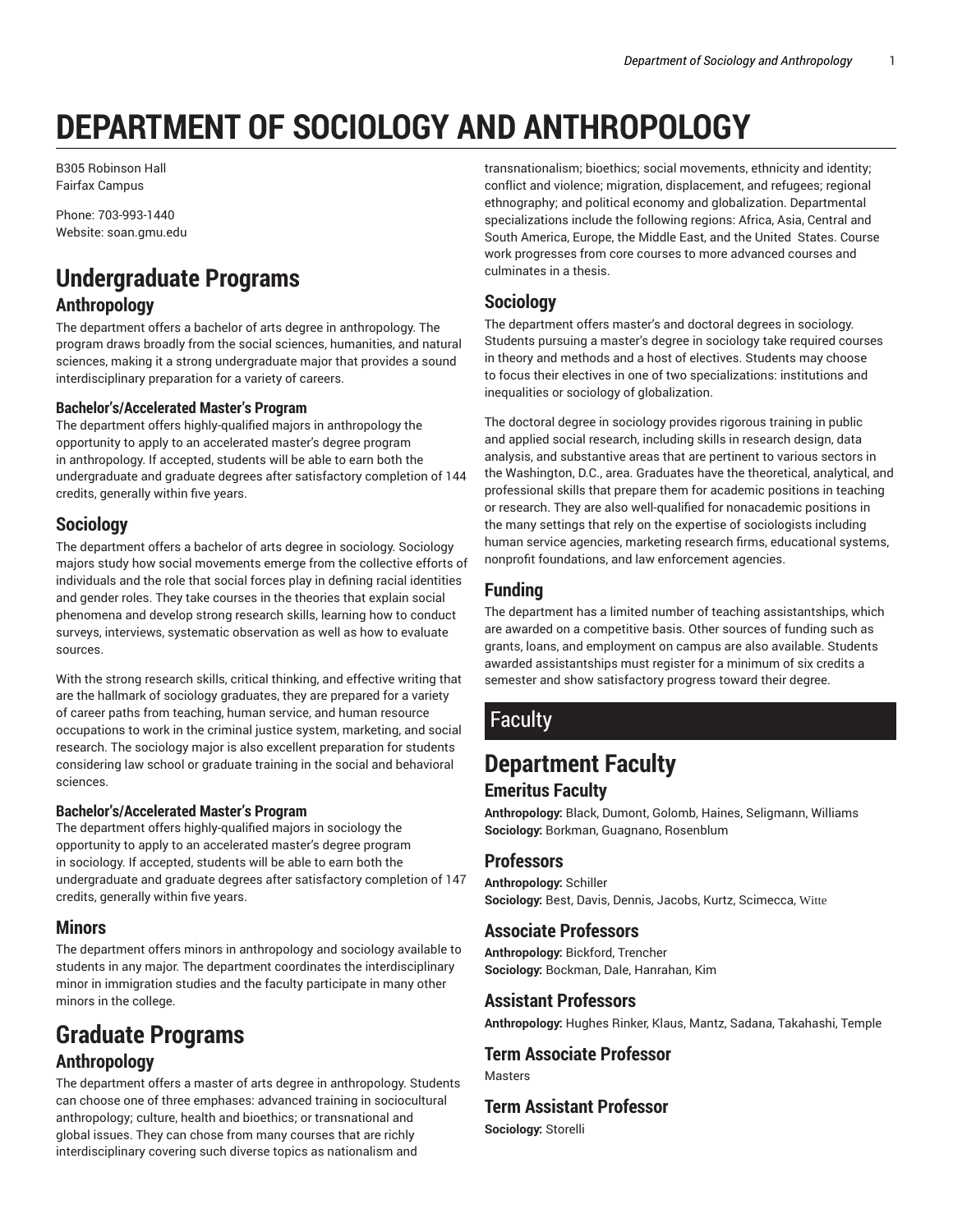# DEPARTMENT OF SOCIOLOGY AND ANTHROPOLOGY

B305 Robinson Hall
Fairfax Campus

Phone: 703-993-1440
Website: soan.gmu.edu

## Undergraduate Programs

### Anthropology

The department offers a bachelor of arts degree in anthropology. The program draws broadly from the social sciences, humanities, and natural sciences, making it a strong undergraduate major that provides a sound interdisciplinary preparation for a variety of careers.

#### Bachelor's/Accelerated Master's Program

The department offers highly-qualified majors in anthropology the opportunity to apply to an accelerated master's degree program in anthropology. If accepted, students will be able to earn both the undergraduate and graduate degrees after satisfactory completion of 144 credits, generally within five years.

### Sociology

The department offers a bachelor of arts degree in sociology. Sociology majors study how social movements emerge from the collective efforts of individuals and the role that social forces play in defining racial identities and gender roles. They take courses in the theories that explain social phenomena and develop strong research skills, learning how to conduct surveys, interviews, systematic observation as well as how to evaluate sources.

With the strong research skills, critical thinking, and effective writing that are the hallmark of sociology graduates, they are prepared for a variety of career paths from teaching, human service, and human resource occupations to work in the criminal justice system, marketing, and social research. The sociology major is also excellent preparation for students considering law school or graduate training in the social and behavioral sciences.

#### Bachelor's/Accelerated Master's Program

The department offers highly-qualified majors in sociology the opportunity to apply to an accelerated master's degree program in sociology. If accepted, students will be able to earn both the undergraduate and graduate degrees after satisfactory completion of 147 credits, generally within five years.

### Minors

The department offers minors in anthropology and sociology available to students in any major. The department coordinates the interdisciplinary minor in immigration studies and the faculty participate in many other minors in the college.

## Graduate Programs

### Anthropology

The department offers a master of arts degree in anthropology. Students can choose one of three emphases: advanced training in sociocultural anthropology; culture, health and bioethics; or transnational and global issues. They can chose from many courses that are richly interdisciplinary covering such diverse topics as nationalism and transnationalism; bioethics; social movements, ethnicity and identity; conflict and violence; migration, displacement, and refugees; regional ethnography; and political economy and globalization. Departmental specializations include the following regions: Africa, Asia, Central and South America, Europe, the Middle East, and the United States. Course work progresses from core courses to more advanced courses and culminates in a thesis.

### Sociology

The department offers master's and doctoral degrees in sociology. Students pursuing a master's degree in sociology take required courses in theory and methods and a host of electives. Students may choose to focus their electives in one of two specializations: institutions and inequalities or sociology of globalization.

The doctoral degree in sociology provides rigorous training in public and applied social research, including skills in research design, data analysis, and substantive areas that are pertinent to various sectors in the Washington, D.C., area. Graduates have the theoretical, analytical, and professional skills that prepare them for academic positions in teaching or research. They are also well-qualified for nonacademic positions in the many settings that rely on the expertise of sociologists including human service agencies, marketing research firms, educational systems, nonprofit foundations, and law enforcement agencies.

### Funding

The department has a limited number of teaching assistantships, which are awarded on a competitive basis. Other sources of funding such as grants, loans, and employment on campus are also available. Students awarded assistantships must register for a minimum of six credits a semester and show satisfactory progress toward their degree.

## Faculty

## Department Faculty

### Emeritus Faculty

**Anthropology:** Black, Dumont, Golomb, Haines, Seligmann, Williams
**Sociology:** Borkman, Guagnano, Rosenblum

### Professors

**Anthropology:** Schiller
**Sociology:** Best, Davis, Dennis, Jacobs, Kurtz, Scimecca, Witte

### Associate Professors

**Anthropology:** Bickford, Trencher
**Sociology:** Bockman, Dale, Hanrahan, Kim

### Assistant Professors

**Anthropology:** Hughes Rinker, Klaus, Mantz, Sadana, Takahashi, Temple

### Term Associate Professor

Masters

### Term Assistant Professor

**Sociology:** Storelli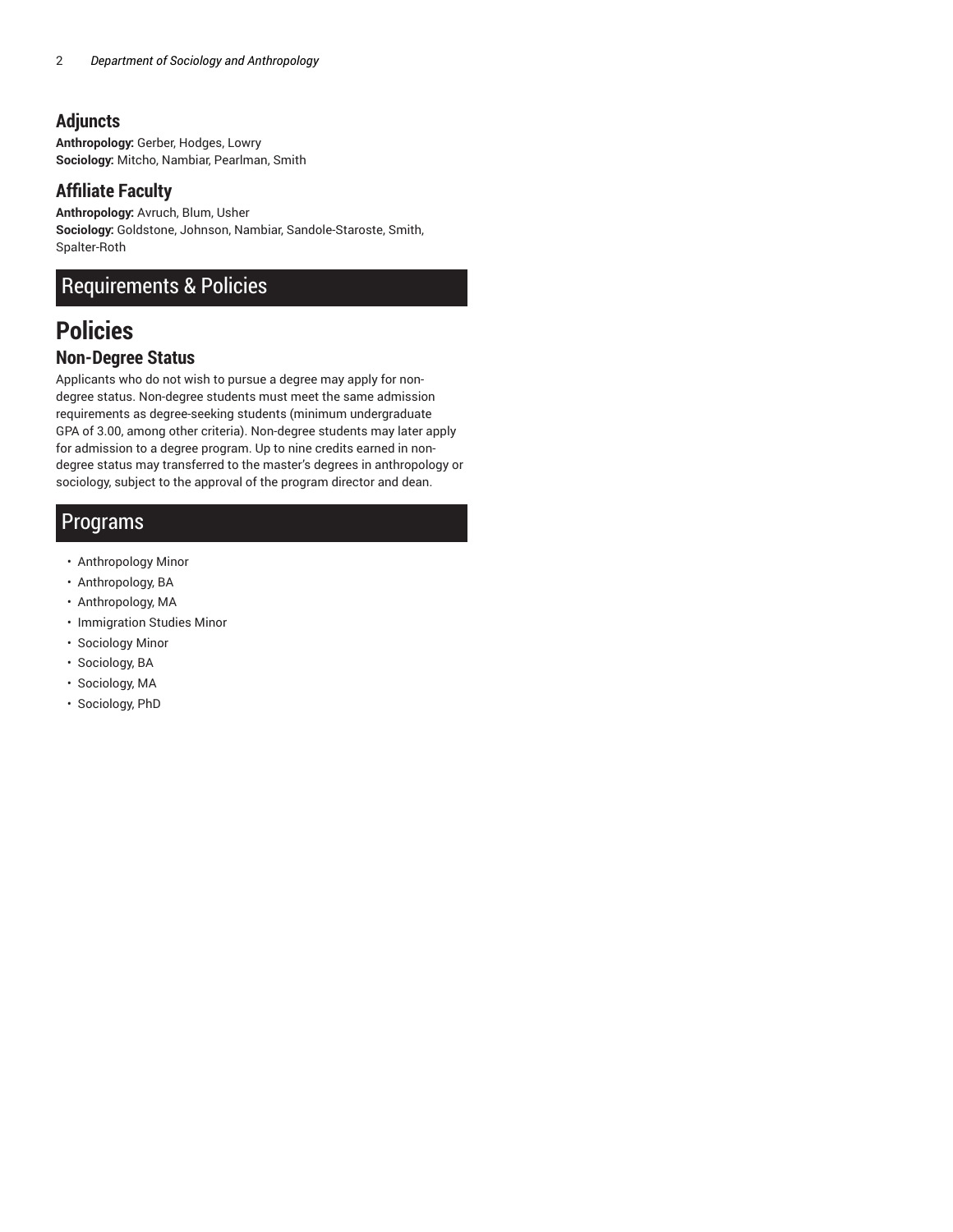### Adjuncts

**Anthropology:** Gerber, Hodges, Lowry
**Sociology:** Mitcho, Nambiar, Pearlman, Smith

### Affiliate Faculty

**Anthropology:** Avruch, Blum, Usher
**Sociology:** Goldstone, Johnson, Nambiar, Sandole-Staroste, Smith, Spalter-Roth

## Requirements & Policies

# Policies

### Non-Degree Status

Applicants who do not wish to pursue a degree may apply for non-degree status. Non-degree students must meet the same admission requirements as degree-seeking students (minimum undergraduate GPA of 3.00, among other criteria). Non-degree students may later apply for admission to a degree program. Up to nine credits earned in non-degree status may transferred to the master's degrees in anthropology or sociology, subject to the approval of the program director and dean.

## Programs

- Anthropology Minor
- Anthropology, BA
- Anthropology, MA
- Immigration Studies Minor
- Sociology Minor
- Sociology, BA
- Sociology, MA
- Sociology, PhD